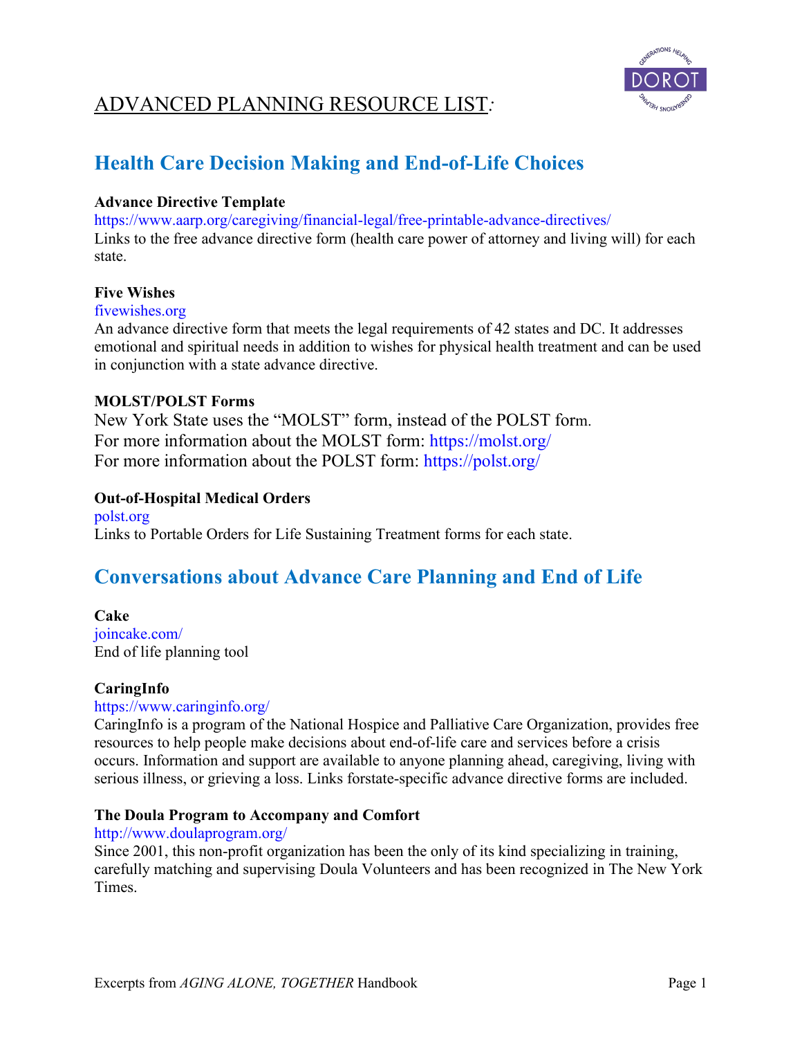# ADVANCED PLANNING RESOURCE LIST:

## Health Care Decision Making and End-of-Life Choices

**Advance Directive Template**
https://www.aarp.org/caregiving/financial-legal/free-printable-advance-directives/
Links to the free advance directive form (health care power of attorney and living will) for each state.

**Five Wishes**
fivewishes.org
An advance directive form that meets the legal requirements of 42 states and DC. It addresses emotional and spiritual needs in addition to wishes for physical health treatment and can be used in conjunction with a state advance directive.

**MOLST/POLST Forms**
New York State uses the "MOLST" form, instead of the POLST form.
For more information about the MOLST form: https://molst.org/
For more information about the POLST form: https://polst.org/

**Out-of-Hospital Medical Orders**
polst.org
Links to Portable Orders for Life Sustaining Treatment forms for each state.

## Conversations about Advance Care Planning and End of Life

**Cake**
joincake.com/
End of life planning tool

**CaringInfo**
https://www.caringinfo.org/
CaringInfo is a program of the National Hospice and Palliative Care Organization, provides free resources to help people make decisions about end-of-life care and services before a crisis occurs. Information and support are available to anyone planning ahead, caregiving, living with serious illness, or grieving a loss. Links forstate-specific advance directive forms are included.

**The Doula Program to Accompany and Comfort**
http://www.doulaprogram.org/
Since 2001, this non-profit organization has been the only of its kind specializing in training, carefully matching and supervising Doula Volunteers and has been recognized in The New York Times.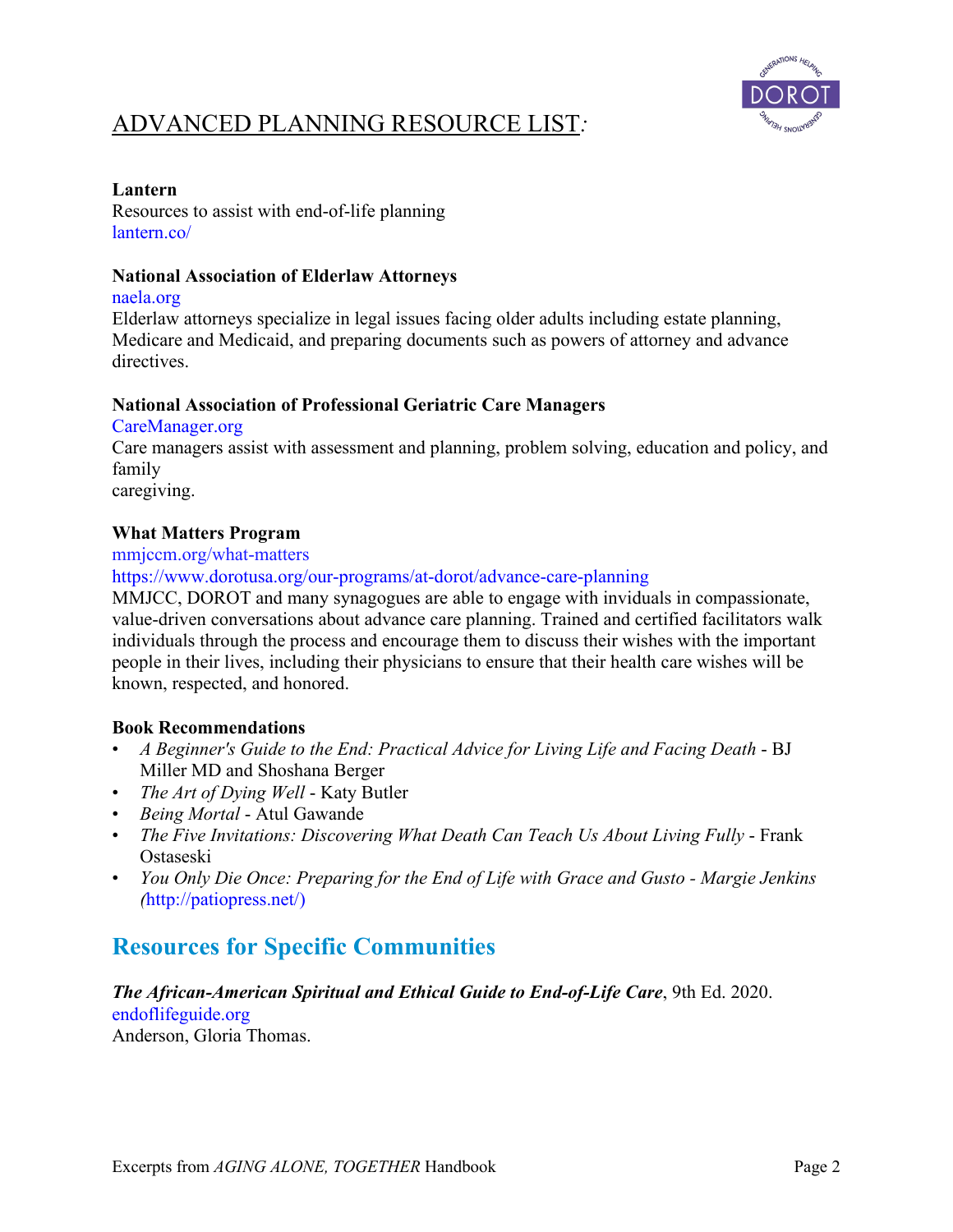# ADVANCED PLANNING RESOURCE LIST:

**Lantern**
Resources to assist with end-of-life planning
lantern.co/

**National Association of Elderlaw Attorneys**
naela.org
Elderlaw attorneys specialize in legal issues facing older adults including estate planning, Medicare and Medicaid, and preparing documents such as powers of attorney and advance directives.

**National Association of Professional Geriatric Care Managers**
CareManager.org
Care managers assist with assessment and planning, problem solving, education and policy, and family
caregiving.

**What Matters Program**
mmjccm.org/what-matters
https://www.dorotusa.org/our-programs/at-dorot/advance-care-planning
MMJCC, DOROT and many synagogues are able to engage with inviduals in compassionate, value-driven conversations about advance care planning. Trained and certified facilitators walk individuals through the process and encourage them to discuss their wishes with the important people in their lives, including their physicians to ensure that their health care wishes will be known, respected, and honored.

**Book Recommendations**

- *A Beginner's Guide to the End: Practical Advice for Living Life and Facing Death* - BJ Miller MD and Shoshana Berger
- *The Art of Dying Well* - Katy Butler
- *Being Mortal* - Atul Gawande
- *The Five Invitations: Discovering What Death Can Teach Us About Living Fully* - Frank Ostaseski
- *You Only Die Once: Preparing for the End of Life with Grace and Gusto - Margie Jenkins (*http://patiopress.net/)

## Resources for Specific Communities

***The African-American Spiritual and Ethical Guide to End-of-Life Care***, 9th Ed. 2020.
endoflifeguide.org
Anderson, Gloria Thomas.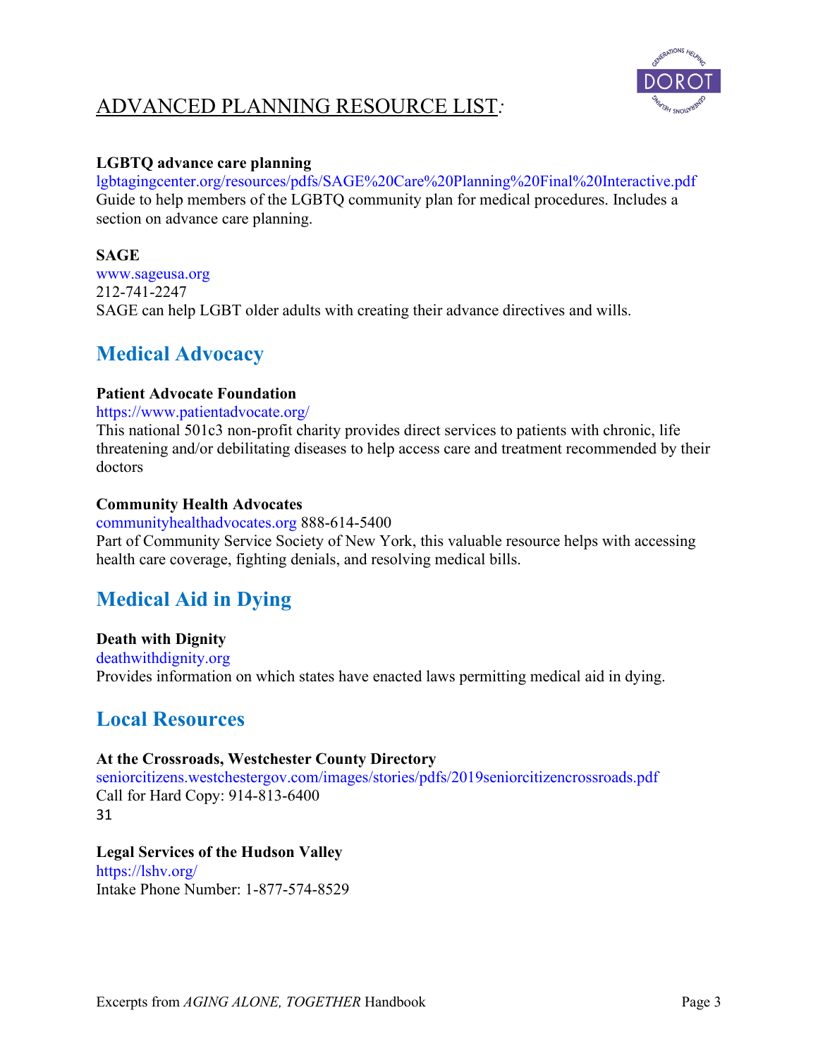# ADVANCED PLANNING RESOURCE LIST:

**LGBTQ advance care planning**
lgbtagingcenter.org/resources/pdfs/SAGE%20Care%20Planning%20Final%20Interactive.pdf
Guide to help members of the LGBTQ community plan for medical procedures. Includes a section on advance care planning.

**SAGE**
www.sageusa.org
212-741-2247
SAGE can help LGBT older adults with creating their advance directives and wills.

## Medical Advocacy

**Patient Advocate Foundation**
https://www.patientadvocate.org/
This national 501c3 non-profit charity provides direct services to patients with chronic, life threatening and/or debilitating diseases to help access care and treatment recommended by their doctors

**Community Health Advocates**
communityhealthadvocates.org 888-614-5400
Part of Community Service Society of New York, this valuable resource helps with accessing health care coverage, fighting denials, and resolving medical bills.

## Medical Aid in Dying

**Death with Dignity**
deathwithdignity.org
Provides information on which states have enacted laws permitting medical aid in dying.

## Local Resources

**At the Crossroads, Westchester County Directory**
seniorcitizens.westchestergov.com/images/stories/pdfs/2019seniorcitizencrossroads.pdf
Call for Hard Copy: 914-813-6400
31

**Legal Services of the Hudson Valley**
https://lshv.org/
Intake Phone Number: 1-877-574-8529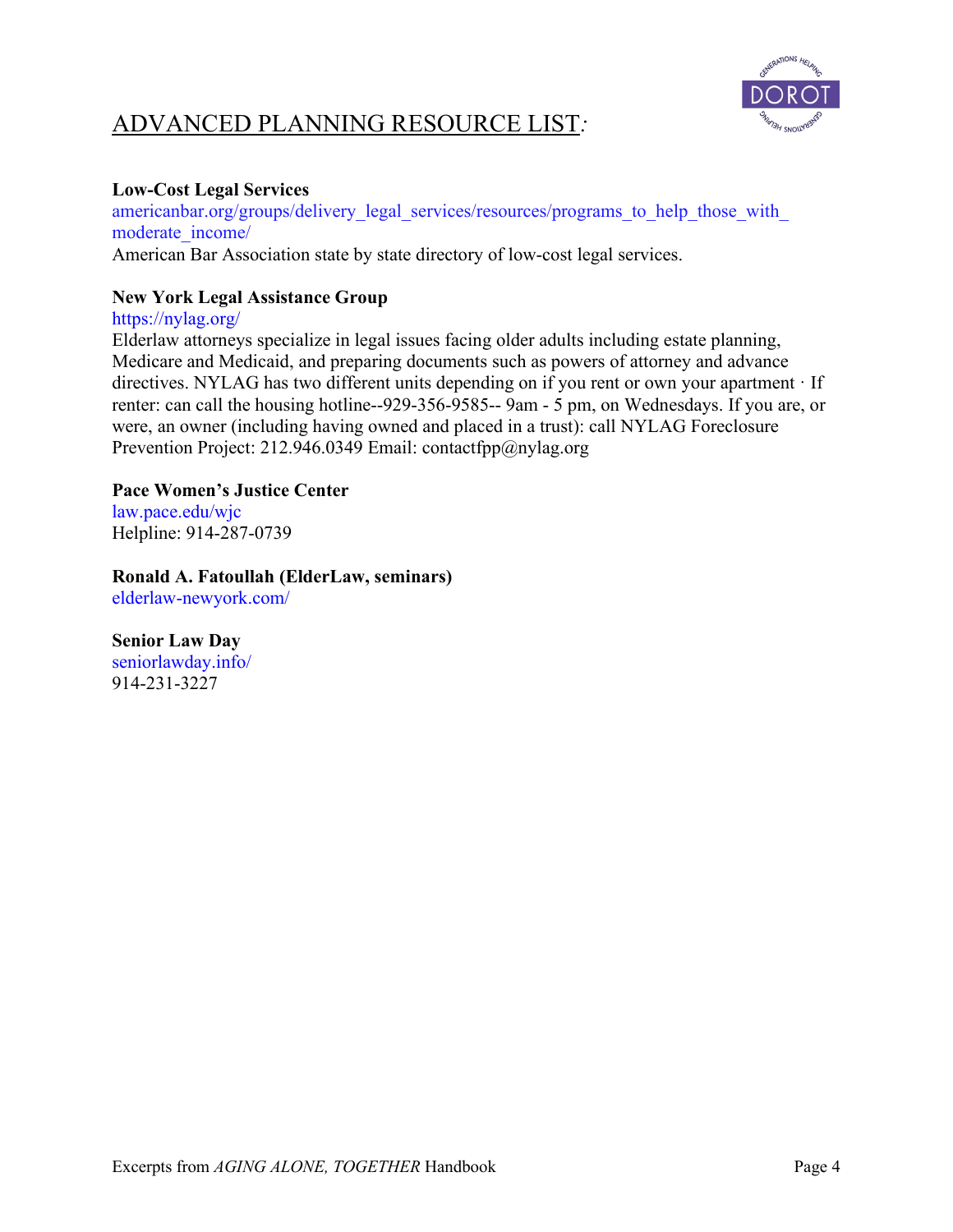# ADVANCED PLANNING RESOURCE LIST:

**Low-Cost Legal Services**
americanbar.org/groups/delivery_legal_services/resources/programs_to_help_those_with_moderate_income/
American Bar Association state by state directory of low-cost legal services.

**New York Legal Assistance Group**
https://nylag.org/
Elderlaw attorneys specialize in legal issues facing older adults including estate planning, Medicare and Medicaid, and preparing documents such as powers of attorney and advance directives. NYLAG has two different units depending on if you rent or own your apartment · If renter: can call the housing hotline--929-356-9585-- 9am - 5 pm, on Wednesdays. If you are, or were, an owner (including having owned and placed in a trust): call NYLAG Foreclosure Prevention Project: 212.946.0349 Email: contactfpp@nylag.org

**Pace Women's Justice Center**
law.pace.edu/wjc
Helpline: 914-287-0739

**Ronald A. Fatoullah (ElderLaw, seminars)**
elderlaw-newyork.com/

**Senior Law Day**
seniorlawday.info/
914-231-3227